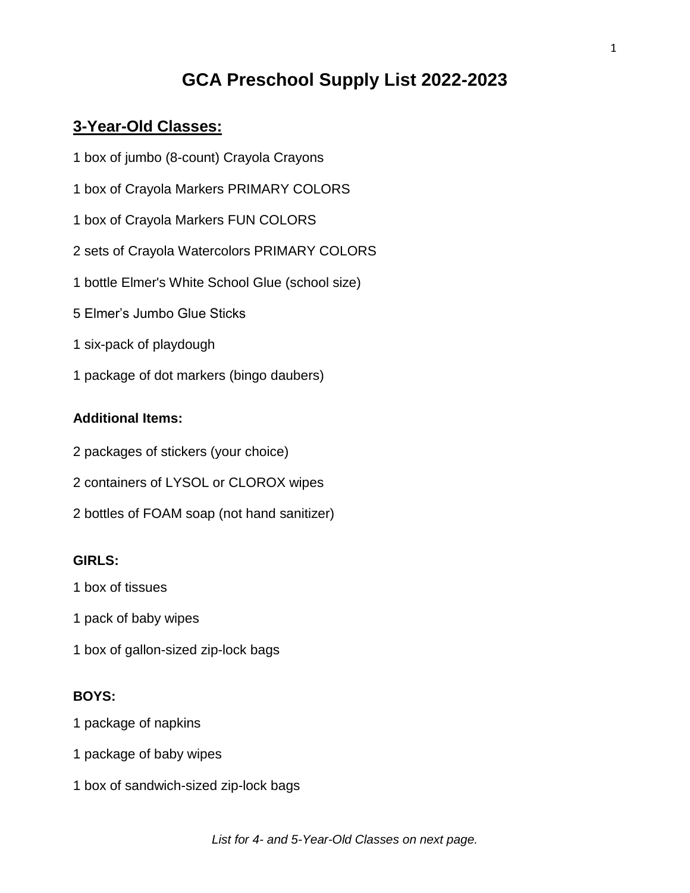# GCA Preschool Supply List 2022-2023

## 3-Year-Old Classes:

1 box of jumbo (8-count) Crayola Crayons

1 box of Crayola Markers PRIMARY COLORS

1 box of Crayola Markers FUN COLORS

2 sets of Crayola Watercolors PRIMARY COLORS

1 bottle Elmer's White School Glue (school size)

5 Elmer's Jumbo Glue Sticks

1 six-pack of playdough

1 package of dot markers (bingo daubers)

**Additional Items:**

2 packages of stickers (your choice)

2 containers of LYSOL or CLOROX wipes

2 bottles of FOAM soap (not hand sanitizer)

**GIRLS:**

1 box of tissues

1 pack of baby wipes

1 box of gallon-sized zip-lock bags

**BOYS:**

1 package of napkins

1 package of baby wipes

1 box of sandwich-sized zip-lock bags

*List for 4- and 5-Year-Old Classes on next page.*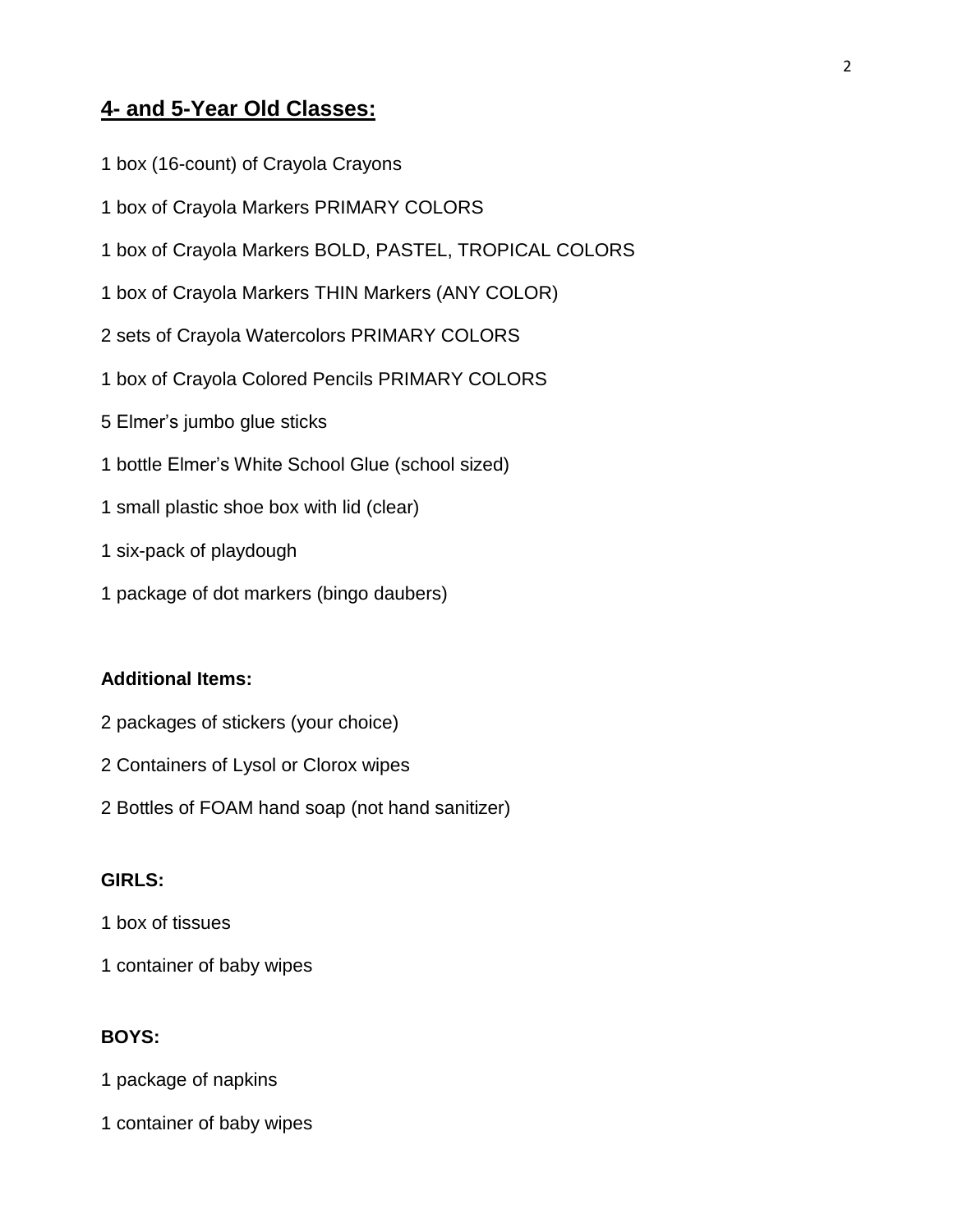## 4- and 5-Year Old Classes:

1 box (16-count) of Crayola Crayons

1 box of Crayola Markers PRIMARY COLORS

1 box of Crayola Markers BOLD, PASTEL, TROPICAL COLORS

1 box of Crayola Markers THIN Markers (ANY COLOR)

2 sets of Crayola Watercolors PRIMARY COLORS

1 box of Crayola Colored Pencils PRIMARY COLORS

5 Elmer's jumbo glue sticks

1 bottle Elmer's White School Glue (school sized)

1 small plastic shoe box with lid (clear)

1 six-pack of playdough

1 package of dot markers (bingo daubers)

### Additional Items:

2 packages of stickers (your choice)

2 Containers of Lysol or Clorox wipes

2 Bottles of FOAM hand soap (not hand sanitizer)

### GIRLS:

1 box of tissues

1 container of baby wipes

### BOYS:

1 package of napkins

1 container of baby wipes